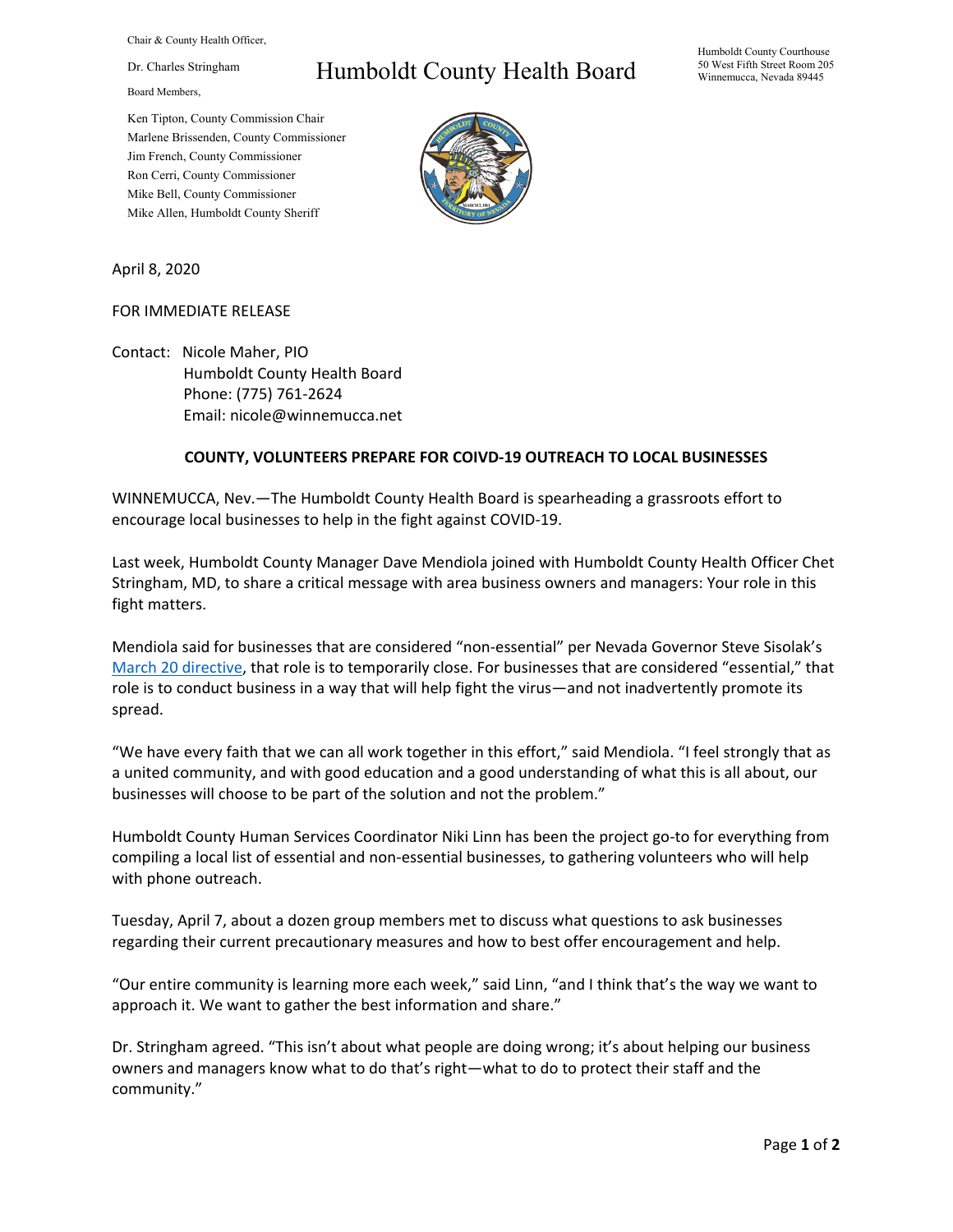Chair & County Health Officer,

Dr. Charles Stringham

Board Members,

Ken Tipton, County Commission Chair
Marlene Brissenden, County Commissioner
Jim French, County Commissioner
Ron Cerri, County Commissioner
Mike Bell, County Commissioner
Mike Allen, Humboldt County Sheriff

# Humboldt County Health Board

Humboldt County Courthouse
50 West Fifth Street Room 205
Winnemucca, Nevada 89445

April 8, 2020

FOR IMMEDIATE RELEASE

Contact: Nicole Maher, PIO
Humboldt County Health Board
Phone: (775) 761-2624
Email: nicole@winnemucca.net

**COUNTY, VOLUNTEERS PREPARE FOR COIVD-19 OUTREACH TO LOCAL BUSINESSES**

WINNEMUCCA, Nev.—The Humboldt County Health Board is spearheading a grassroots effort to encourage local businesses to help in the fight against COVID-19.

Last week, Humboldt County Manager Dave Mendiola joined with Humboldt County Health Officer Chet Stringham, MD, to share a critical message with area business owners and managers: Your role in this fight matters.

Mendiola said for businesses that are considered "non-essential" per Nevada Governor Steve Sisolak's March 20 directive, that role is to temporarily close. For businesses that are considered "essential," that role is to conduct business in a way that will help fight the virus—and not inadvertently promote its spread.

"We have every faith that we can all work together in this effort," said Mendiola. "I feel strongly that as a united community, and with good education and a good understanding of what this is all about, our businesses will choose to be part of the solution and not the problem."

Humboldt County Human Services Coordinator Niki Linn has been the project go-to for everything from compiling a local list of essential and non-essential businesses, to gathering volunteers who will help with phone outreach.

Tuesday, April 7, about a dozen group members met to discuss what questions to ask businesses regarding their current precautionary measures and how to best offer encouragement and help.

"Our entire community is learning more each week," said Linn, "and I think that's the way we want to approach it. We want to gather the best information and share."

Dr. Stringham agreed. "This isn't about what people are doing wrong; it's about helping our business owners and managers know what to do that's right—what to do to protect their staff and the community."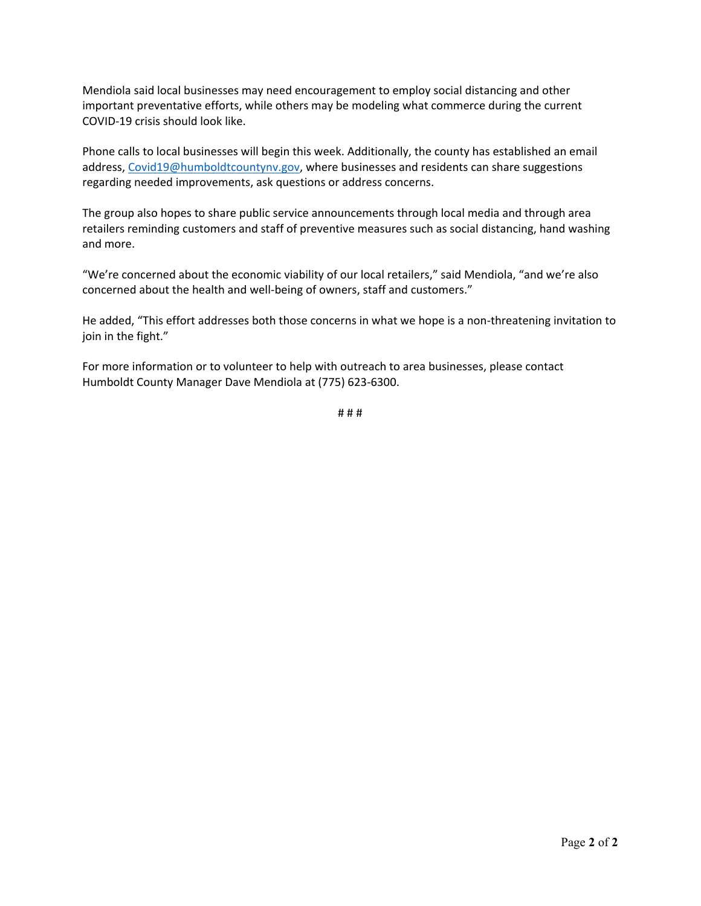Mendiola said local businesses may need encouragement to employ social distancing and other important preventative efforts, while others may be modeling what commerce during the current COVID-19 crisis should look like.

Phone calls to local businesses will begin this week. Additionally, the county has established an email address, [Covid19@humboldtcountynv.gov](mailto:Covid19@humboldtcountynv.gov), where businesses and residents can share suggestions regarding needed improvements, ask questions or address concerns.

The group also hopes to share public service announcements through local media and through area retailers reminding customers and staff of preventive measures such as social distancing, hand washing and more.

"We're concerned about the economic viability of our local retailers," said Mendiola, "and we're also concerned about the health and well-being of owners, staff and customers."

He added, "This effort addresses both those concerns in what we hope is a non-threatening invitation to join in the fight."

For more information or to volunteer to help with outreach to area businesses, please contact Humboldt County Manager Dave Mendiola at (775) 623-6300.

# # #